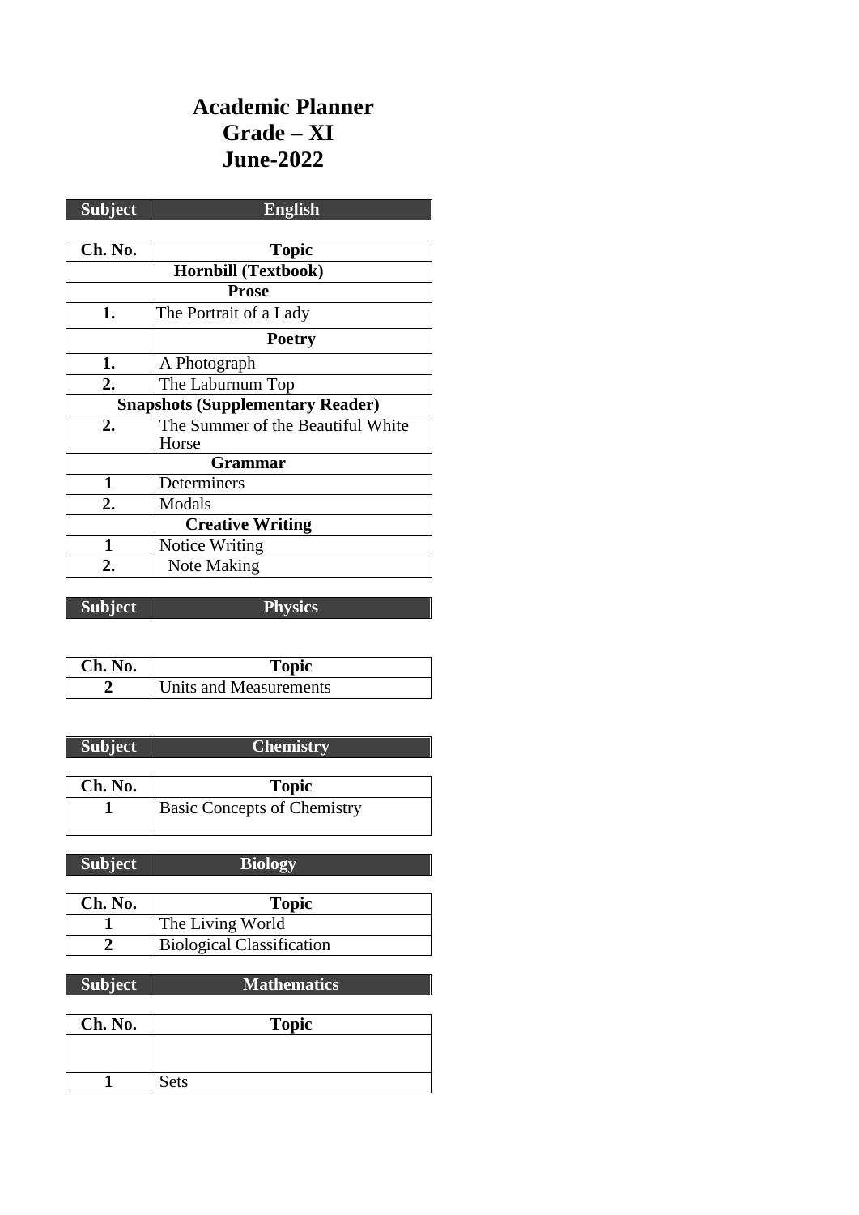# Academic Planner
# Grade – XI
# June-2022

| Subject | English |
|---|---|

| Ch. No. | Topic |
|---|---|
| **Hornbill (Textbook)** | |
| **Prose** | |
| **1.** | The Portrait of a Lady |
| | **Poetry** |
| **1.** | A Photograph |
| **2.** | The Laburnum Top |
| **Snapshots (Supplementary Reader)** | |
| **2.** | The Summer of the Beautiful White Horse |
| **Grammar** | |
| **1** | Determiners |
| **2.** | Modals |
| **Creative Writing** | |
| **1** | Notice Writing |
| **2.** | Note Making |

| Subject | Physics |
|---|---|

| Ch. No. | Topic |
|---|---|
| **2** | Units and Measurements |

| Subject | Chemistry |
|---|---|

| Ch. No. | Topic |
|---|---|
| **1** | Basic Concepts of Chemistry |

| Subject | Biology |
|---|---|

| Ch. No. | Topic |
|---|---|
| **1** | The Living World |
| **2** | Biological Classification |

| Subject | Mathematics |
|---|---|

| Ch. No. | Topic |
|---|---|
| | |
| **1** | Sets |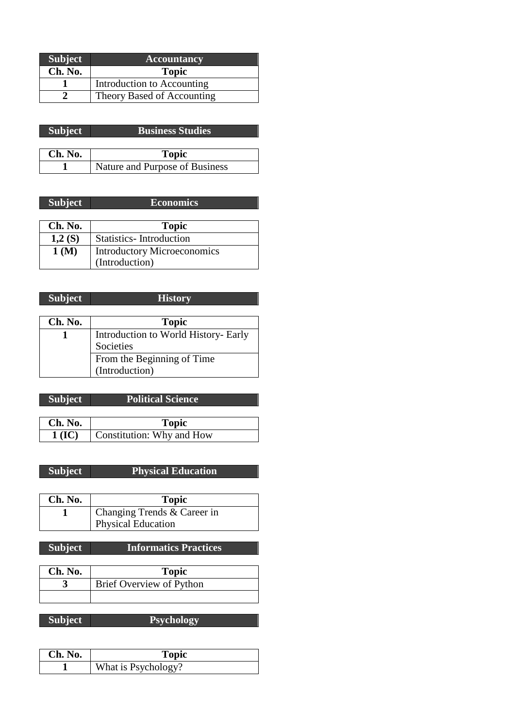| Subject | Accountancy |
|---|---|
| **Ch. No.** | **Topic** |
| **1** | Introduction to Accounting |
| **2** | Theory Based of Accounting |

| Subject | Business Studies |
|---|---|
| **Ch. No.** | **Topic** |
| **1** | Nature and Purpose of Business |

| Subject | Economics |
|---|---|
| **Ch. No.** | **Topic** |
| **1,2 (S)** | Statistics- Introduction |
| **1 (M)** | Introductory Microeconomics (Introduction) |

| Subject | History |
|---|---|
| **Ch. No.** | **Topic** |
| **1** | Introduction to World History- Early Societies |
| | From the Beginning of Time (Introduction) |

| Subject | Political Science |
|---|---|
| **Ch. No.** | **Topic** |
| **1 (IC)** | Constitution: Why and How |

| Subject | Physical Education |
|---|---|
| **Ch. No.** | **Topic** |
| **1** | Changing Trends & Career in Physical Education |

| Subject | Informatics Practices |
|---|---|
| **Ch. No.** | **Topic** |
| **3** | Brief Overview of Python |
| | |

| Subject | Psychology |
|---|---|
| **Ch. No.** | **Topic** |
| **1** | What is Psychology? |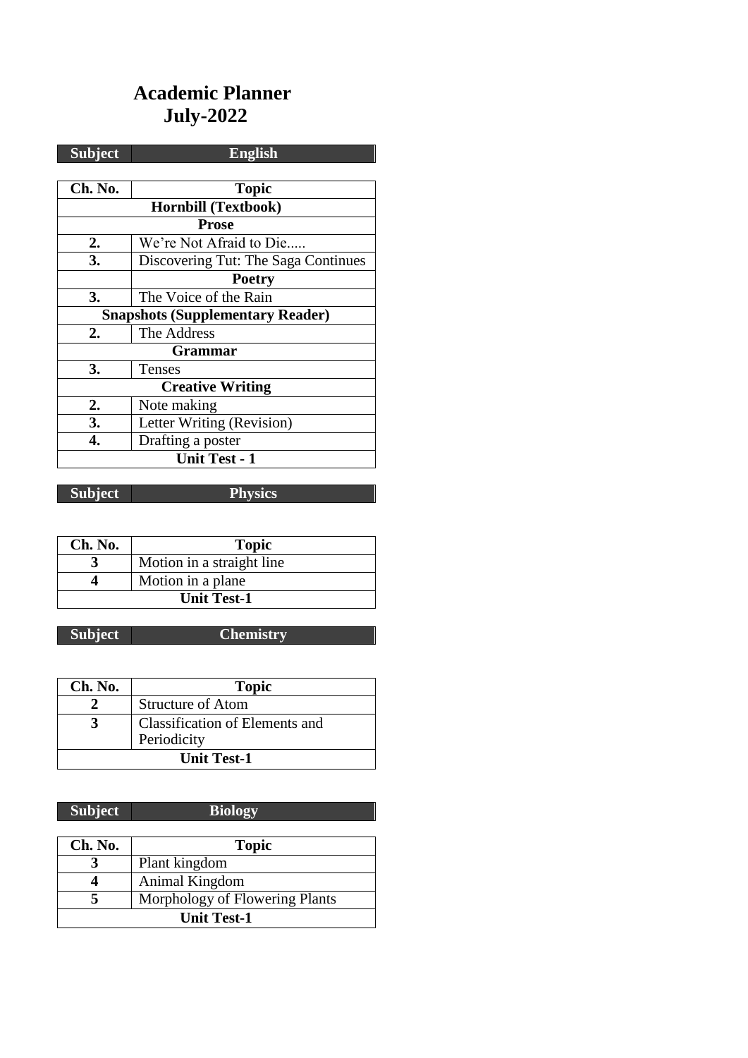# Academic Planner
# July-2022

| Subject | English |
|---|---|

| Ch. No. | Topic |
|---|---|
| **Hornbill (Textbook)** | |
| **Prose** | |
| **2.** | We're Not Afraid to Die..... |
| **3.** | Discovering Tut: The Saga Continues |
| | **Poetry** |
| **3.** | The Voice of the Rain |
| **Snapshots (Supplementary Reader)** | |
| **2.** | The Address |
| **Grammar** | |
| **3.** | Tenses |
| **Creative Writing** | |
| **2.** | Note making |
| **3.** | Letter Writing (Revision) |
| **4.** | Drafting a poster |
| **Unit Test - 1** | |

| Subject | Physics |
|---|---|

| Ch. No. | Topic |
|---|---|
| **3** | Motion in a straight line |
| **4** | Motion in a plane |
| **Unit Test-1** | |

| Subject | Chemistry |
|---|---|

| Ch. No. | Topic |
|---|---|
| **2** | Structure of Atom |
| **3** | Classification of Elements and Periodicity |
| **Unit Test-1** | |

| Subject | Biology |
|---|---|

| Ch. No. | Topic |
|---|---|
| **3** | Plant kingdom |
| **4** | Animal Kingdom |
| **5** | Morphology of Flowering Plants |
| **Unit Test-1** | |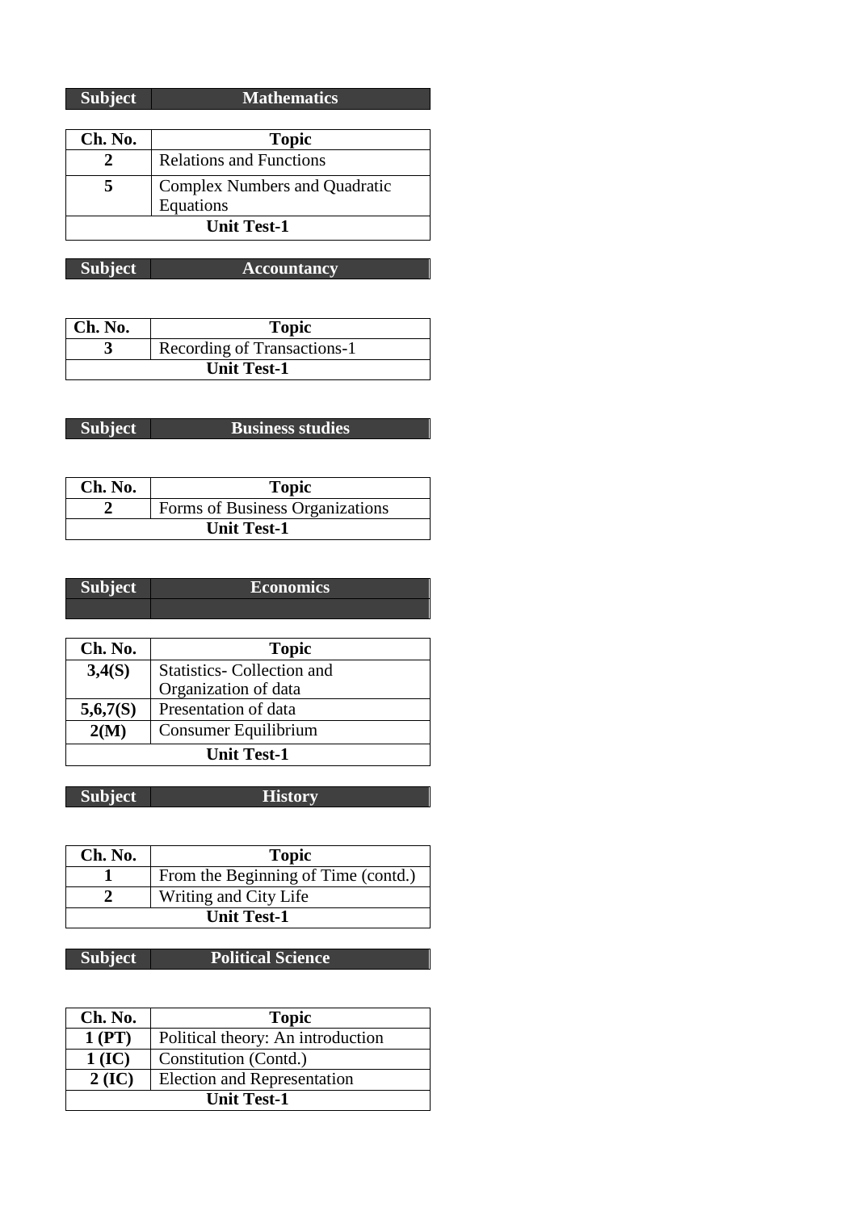| Subject | Mathematics |
|---|---|

| Ch. No. | Topic |
|---|---|
| **2** | Relations and Functions |
| **5** | Complex Numbers and Quadratic Equations |
| **Unit Test-1** | |

| Subject | Accountancy |
|---|---|

| Ch. No. | Topic |
|---|---|
| **3** | Recording of Transactions-1 |
| **Unit Test-1** | |

| Subject | Business studies |
|---|---|

| Ch. No. | Topic |
|---|---|
| **2** | Forms of Business Organizations |
| **Unit Test-1** | |

| Subject | Economics |
|---|---|
| | |

| Ch. No. | Topic |
|---|---|
| **3,4(S)** | Statistics- Collection and Organization of data |
| **5,6,7(S)** | Presentation of data |
| **2(M)** | Consumer Equilibrium |
| **Unit Test-1** | |

| Subject | History |
|---|---|

| Ch. No. | Topic |
|---|---|
| **1** | From the Beginning of Time (contd.) |
| **2** | Writing and City Life |
| **Unit Test-1** | |

| Subject | Political Science |
|---|---|

| Ch. No. | Topic |
|---|---|
| **1 (PT)** | Political theory: An introduction |
| **1 (IC)** | Constitution (Contd.) |
| **2 (IC)** | Election and Representation |
| **Unit Test-1** | |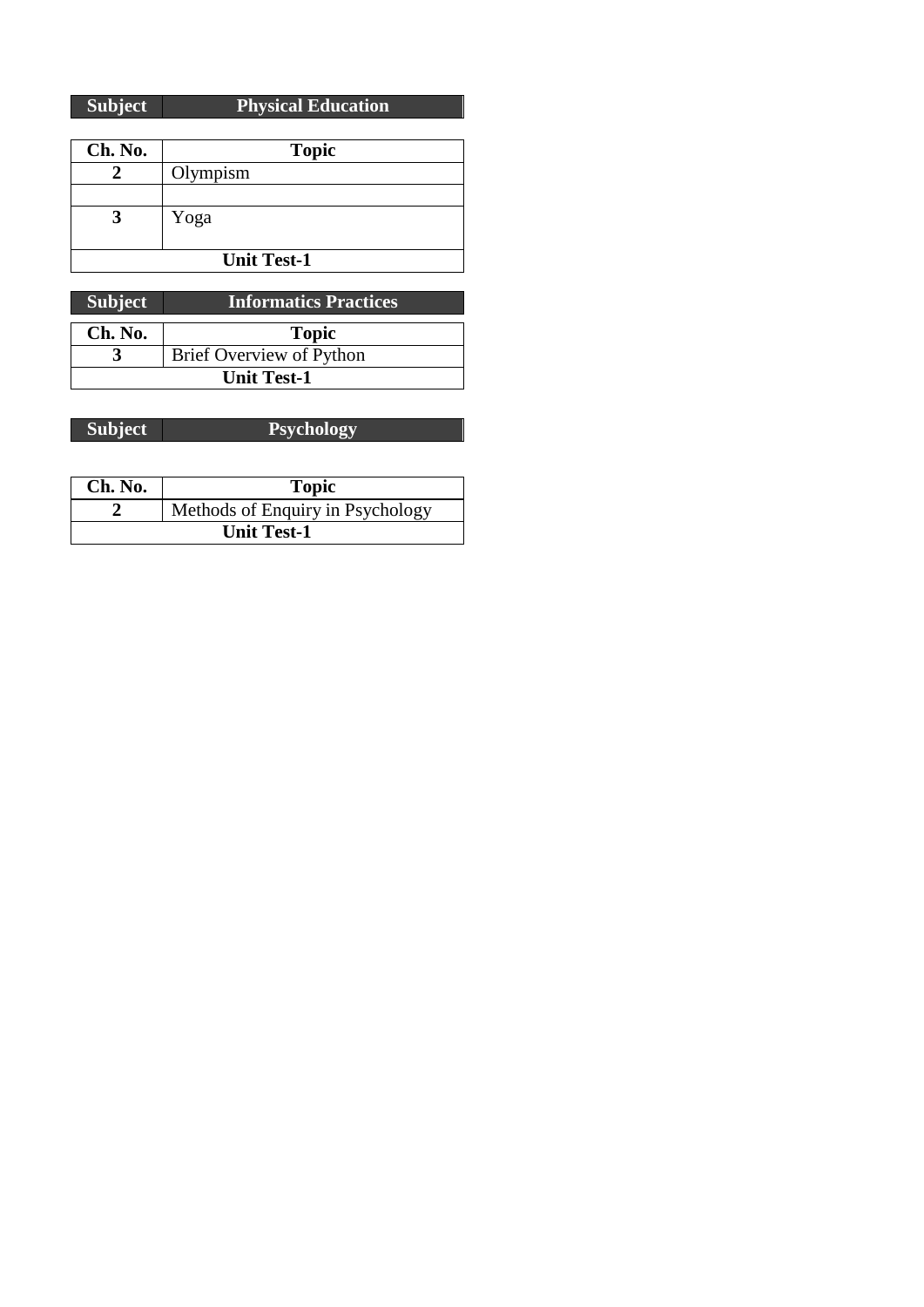| Subject | Physical Education |
|---|---|

| Ch. No. | Topic |
|---|---|
| **2** | Olympism |
| | |
| **3** | Yoga |
| **Unit Test-1** | |

| Subject | Informatics Practices |
|---|---|

| Ch. No. | Topic |
|---|---|
| **3** | Brief Overview of Python |
| **Unit Test-1** | |

| Subject | Psychology |
|---|---|

| Ch. No. | Topic |
|---|---|
| **2** | Methods of Enquiry in Psychology |
| **Unit Test-1** | |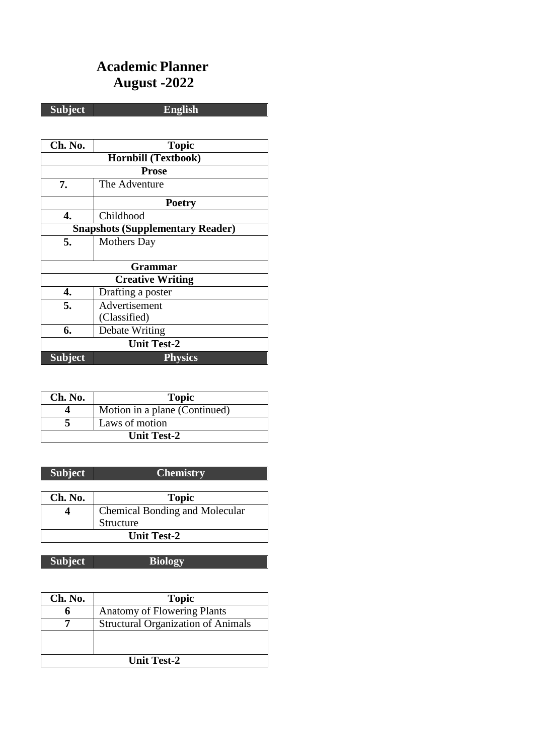# Academic Planner
# August -2022

| Subject | English |
|---|---|

| Ch. No. | Topic |
|---|---|
| **Hornbill (Textbook)** | |
| **Prose** | |
| **7.** | The Adventure |
| | **Poetry** |
| **4.** | Childhood |
| **Snapshots (Supplementary Reader)** | |
| **5.** | Mothers Day |
| **Grammar** | |
| **Creative Writing** | |
| **4.** | Drafting a poster |
| **5.** | Advertisement (Classified) |
| **6.** | Debate Writing |
| **Unit Test-2** | |

| Subject | Physics |
|---|---|

| Ch. No. | Topic |
|---|---|
| **4** | Motion in a plane (Continued) |
| **5** | Laws of motion |
| **Unit Test-2** | |

| Subject | Chemistry |
|---|---|

| Ch. No. | Topic |
|---|---|
| **4** | Chemical Bonding and Molecular Structure |
| **Unit Test-2** | |

| Subject | Biology |
|---|---|

| Ch. No. | Topic |
|---|---|
| **6** | Anatomy of Flowering Plants |
| **7** | Structural Organization of Animals |
| | |
| **Unit Test-2** | |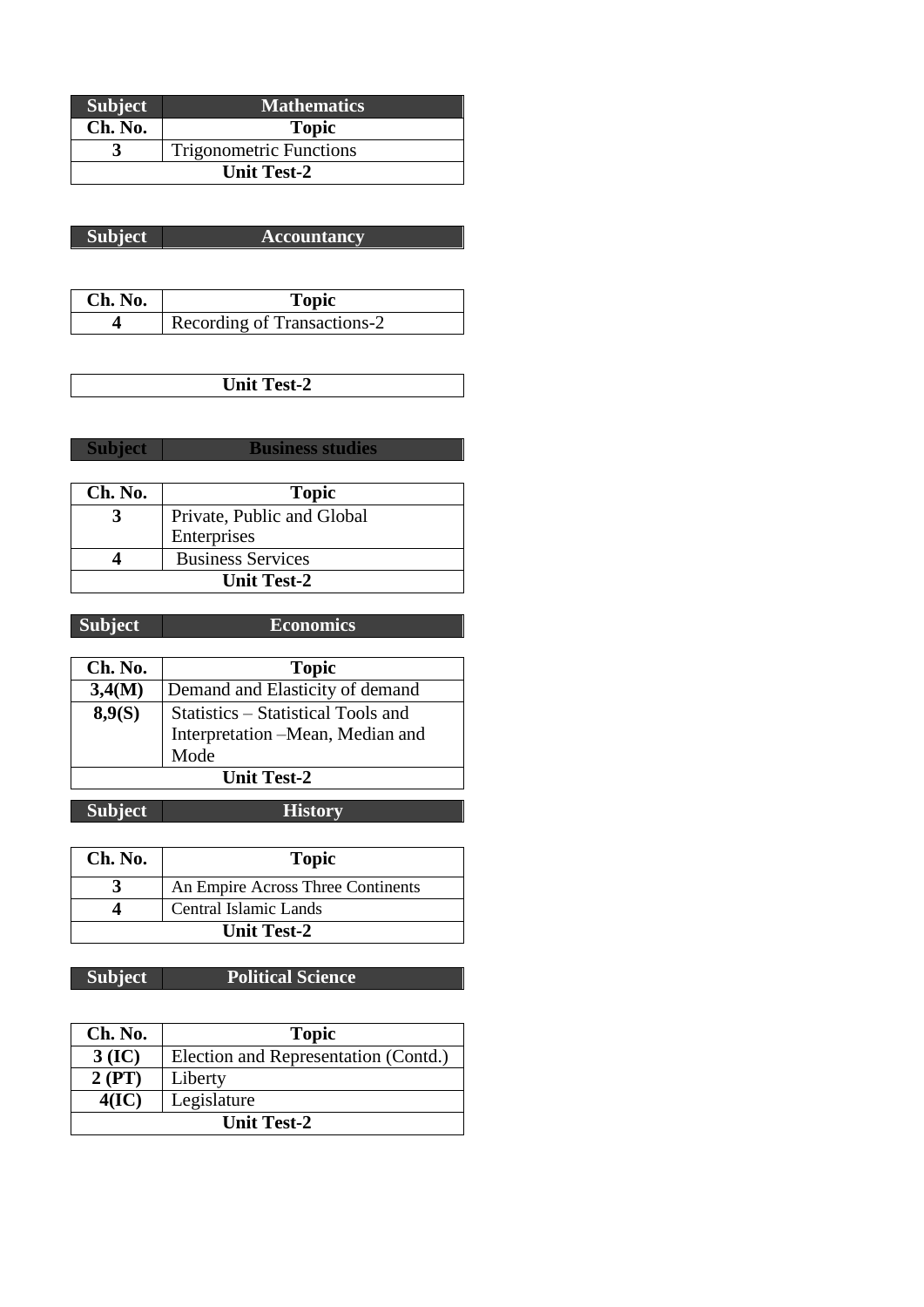| Subject | Mathematics |
| --- | --- |
| **Ch. No.** | **Topic** |
| **3** | Trigonometric Functions |
| **Unit Test-2** | |

| Subject | Accountancy |
| --- | --- |
| **Ch. No.** | **Topic** |
| **4** | Recording of Transactions-2 |
| **Unit Test-2** | |

| Subject | Business studies |
| --- | --- |
| **Ch. No.** | **Topic** |
| **3** | Private, Public and Global Enterprises |
| **4** | Business Services |
| **Unit Test-2** | |

| Subject | Economics |
| --- | --- |
| **Ch. No.** | **Topic** |
| **3,4(M)** | Demand and Elasticity of demand |
| **8,9(S)** | Statistics – Statistical Tools and Interpretation –Mean, Median and Mode |
| **Unit Test-2** | |

| Subject | History |
| --- | --- |
| **Ch. No.** | **Topic** |
| **3** | An Empire Across Three Continents |
| **4** | Central Islamic Lands |
| **Unit Test-2** | |

| Subject | Political Science |
| --- | --- |
| **Ch. No.** | **Topic** |
| **3 (IC)** | Election and Representation (Contd.) |
| **2 (PT)** | Liberty |
| **4(IC)** | Legislature |
| **Unit Test-2** | |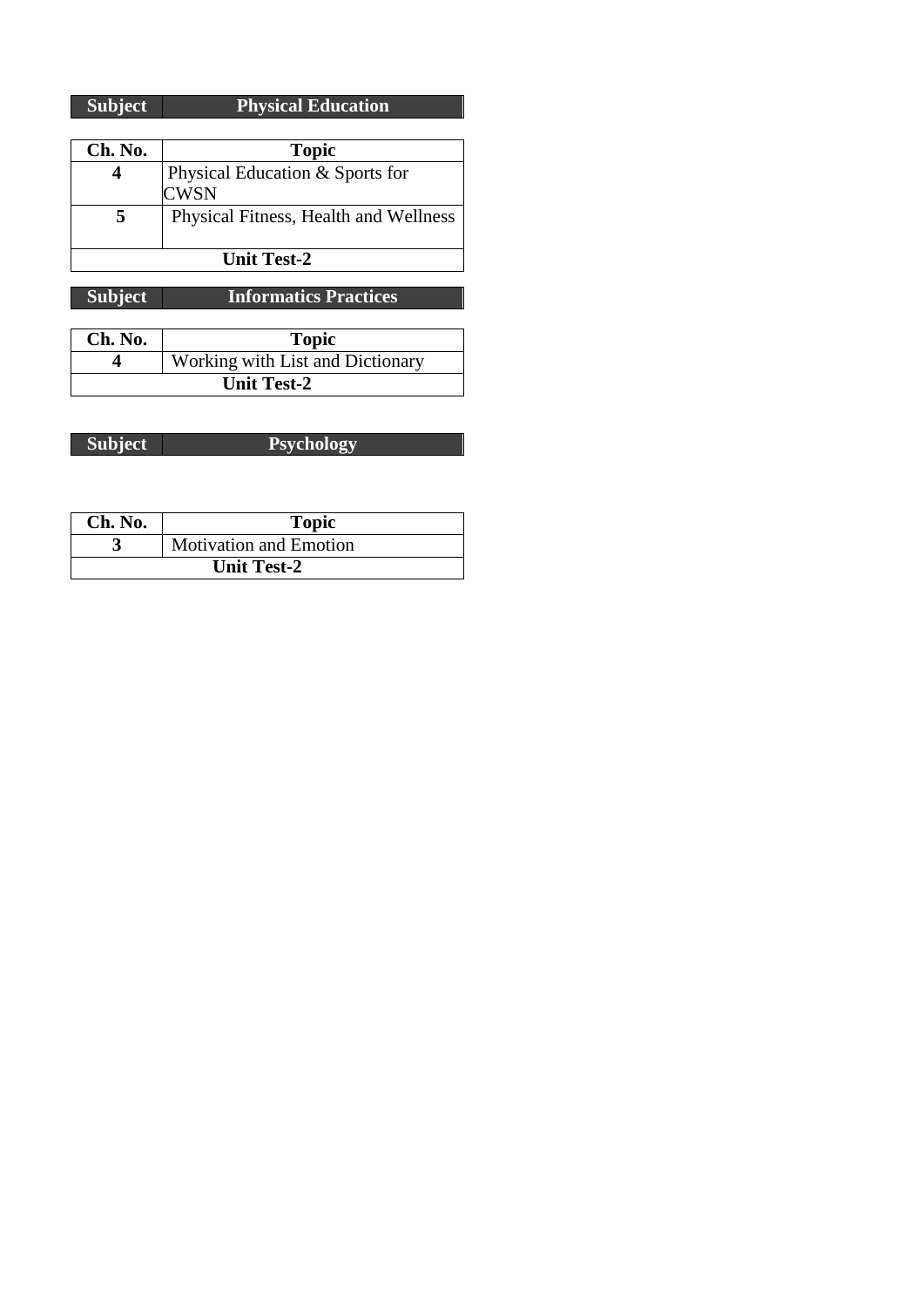| Subject | Physical Education |
|---|---|

| Ch. No. | Topic |
|---|---|
| 4 | Physical Education & Sports for CWSN |
| 5 | Physical Fitness, Health and Wellness |
| Unit Test-2 | |

| Subject | Informatics Practices |
|---|---|

| Ch. No. | Topic |
|---|---|
| 4 | Working with List and Dictionary |
| Unit Test-2 | |

| Subject | Psychology |
|---|---|

| Ch. No. | Topic |
|---|---|
| 3 | Motivation and Emotion |
| Unit Test-2 | |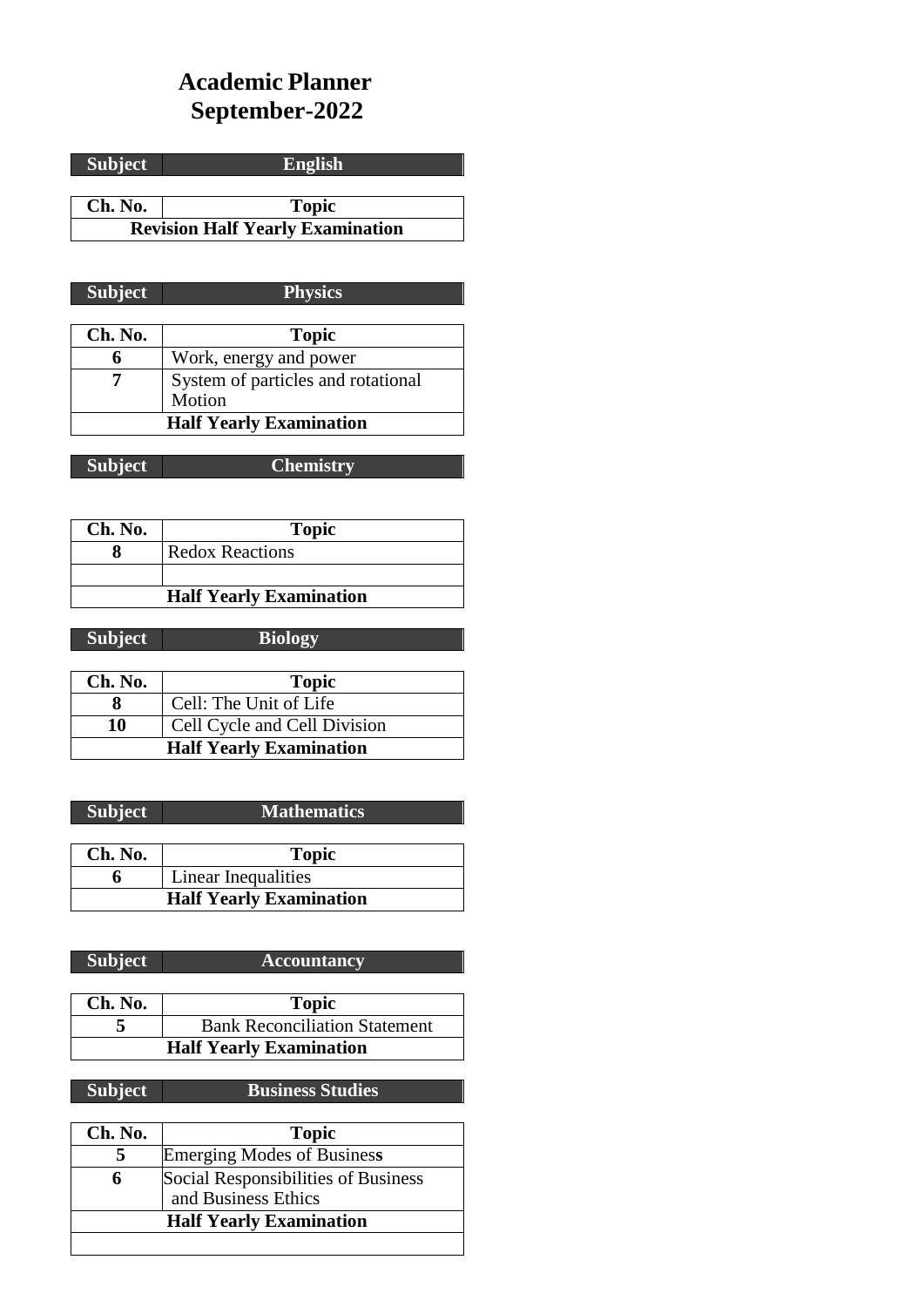# Academic Planner
# September-2022

| Subject | English |
|---|---|

| Ch. No. | Topic |
|---|---|
| Revision Half Yearly Examination | |

| Subject | Physics |
|---|---|

| Ch. No. | Topic |
|---|---|
| 6 | Work, energy and power |
| 7 | System of particles and rotational Motion |
| Half Yearly Examination | |

| Subject | Chemistry |
|---|---|

| Ch. No. | Topic |
|---|---|
| 8 | Redox Reactions |
| | |
| Half Yearly Examination | |

| Subject | Biology |
|---|---|

| Ch. No. | Topic |
|---|---|
| 8 | Cell: The Unit of Life |
| 10 | Cell Cycle and Cell Division |
| Half Yearly Examination | |

| Subject | Mathematics |
|---|---|

| Ch. No. | Topic |
|---|---|
| 6 | Linear Inequalities |
| Half Yearly Examination | |

| Subject | Accountancy |
|---|---|

| Ch. No. | Topic |
|---|---|
| 5 | Bank Reconciliation Statement |
| Half Yearly Examination | |

| Subject | Business Studies |
|---|---|

| Ch. No. | Topic |
|---|---|
| 5 | Emerging Modes of Business |
| 6 | Social Responsibilities of Business and Business Ethics |
| Half Yearly Examination | |
| | |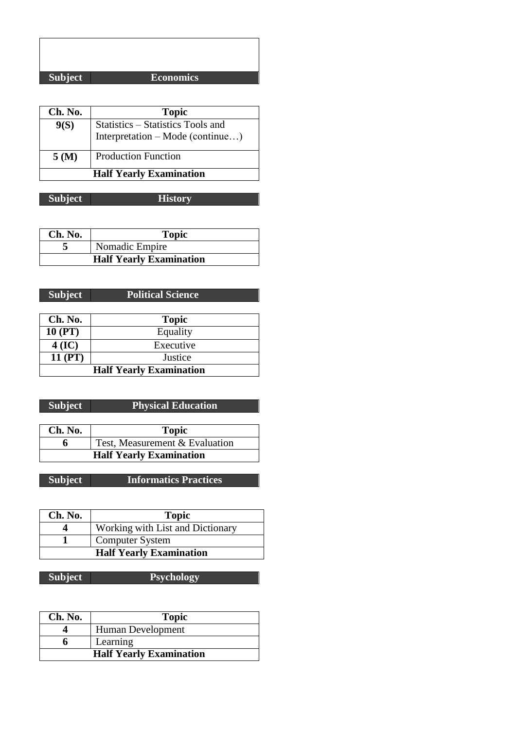| Subject | Economics |
|---|---|

| Ch. No. | Topic |
|---|---|
| **9(S)** | Statistics – Statistics Tools and Interpretation – Mode (continue…) |
| **5 (M)** | Production Function |
| **Half Yearly Examination** | |

| Subject | History |
|---|---|

| Ch. No. | Topic |
|---|---|
| **5** | Nomadic Empire |
| **Half Yearly Examination** | |

| Subject | Political Science |
|---|---|

| Ch. No. | Topic |
|---|---|
| **10 (PT)** | Equality |
| **4 (IC)** | Executive |
| **11 (PT)** | Justice |
| **Half Yearly Examination** | |

| Subject | Physical Education |
|---|---|

| Ch. No. | Topic |
|---|---|
| **6** | Test, Measurement & Evaluation |
| **Half Yearly Examination** | |

| Subject | Informatics Practices |
|---|---|

| Ch. No. | Topic |
|---|---|
| **4** | Working with List and Dictionary |
| **1** | Computer System |
| **Half Yearly Examination** | |

| Subject | Psychology |
|---|---|

| Ch. No. | Topic |
|---|---|
| **4** | Human Development |
| **6** | Learning |
| **Half Yearly Examination** | |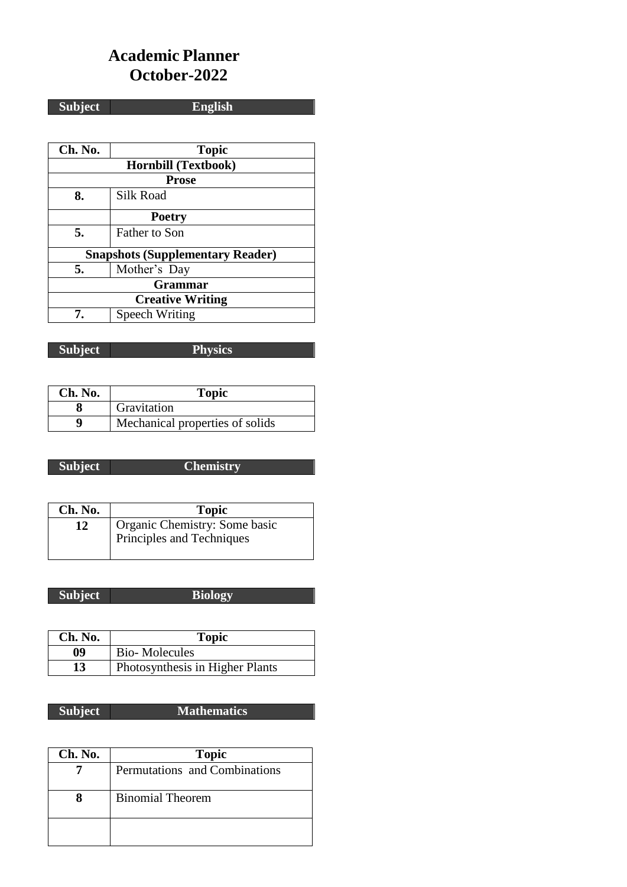# Academic Planner
## October-2022

| Subject | English |
|---|---|

| Ch. No. | Topic |
|---|---|
| **Hornbill (Textbook)** | |
| **Prose** | |
| **8.** | Silk Road |
| | **Poetry** |
| **5.** | Father to Son |
| **Snapshots (Supplementary Reader)** | |
| **5.** | Mother's Day |
| **Grammar** | |
| **Creative Writing** | |
| **7.** | Speech Writing |

| Subject | Physics |
|---|---|

| Ch. No. | Topic |
|---|---|
| **8** | Gravitation |
| **9** | Mechanical properties of solids |

| Subject | Chemistry |
|---|---|

| Ch. No. | Topic |
|---|---|
| **12** | Organic Chemistry: Some basic Principles and Techniques |

| Subject | Biology |
|---|---|

| Ch. No. | Topic |
|---|---|
| **09** | Bio- Molecules |
| **13** | Photosynthesis in Higher Plants |

| Subject | Mathematics |
|---|---|

| Ch. No. | Topic |
|---|---|
| **7** | Permutations and Combinations |
| **8** | Binomial Theorem |
| | |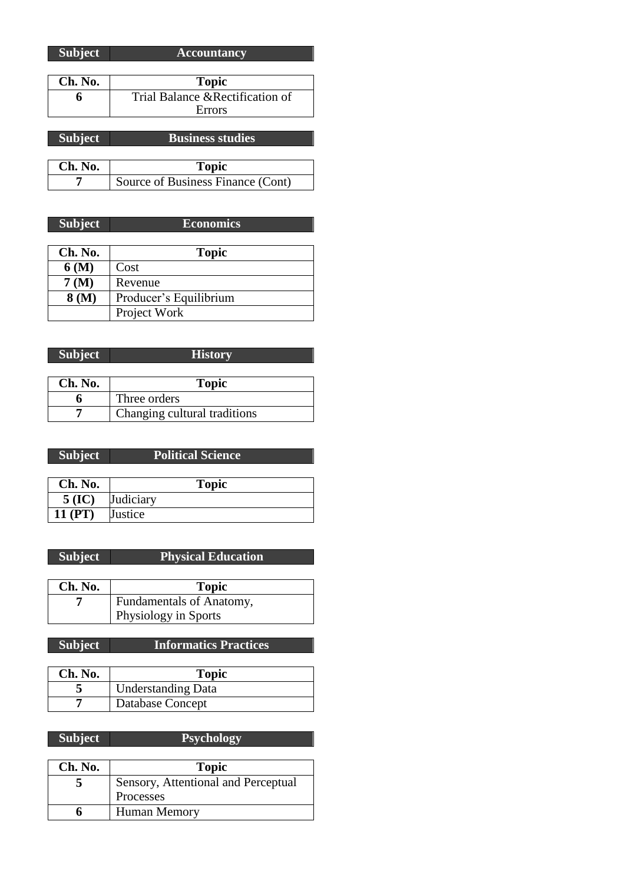| Subject | Accountancy |
|---|---|

| Ch. No. | Topic |
|---|---|
| 6 | Trial Balance &Rectification of Errors |

| Subject | Business studies |
|---|---|

| Ch. No. | Topic |
|---|---|
| 7 | Source of Business Finance (Cont) |

| Subject | Economics |
|---|---|

| Ch. No. | Topic |
|---|---|
| 6 (M) | Cost |
| 7 (M) | Revenue |
| 8 (M) | Producer's Equilibrium |
| | Project Work |

| Subject | History |
|---|---|

| Ch. No. | Topic |
|---|---|
| 6 | Three orders |
| 7 | Changing cultural traditions |

| Subject | Political Science |
|---|---|

| Ch. No. | Topic |
|---|---|
| 5 (IC) | Judiciary |
| 11 (PT) | Justice |

| Subject | Physical Education |
|---|---|

| Ch. No. | Topic |
|---|---|
| 7 | Fundamentals of Anatomy, Physiology in Sports |

| Subject | Informatics Practices |
|---|---|

| Ch. No. | Topic |
|---|---|
| 5 | Understanding Data |
| 7 | Database Concept |

| Subject | Psychology |
|---|---|

| Ch. No. | Topic |
|---|---|
| 5 | Sensory, Attentional and Perceptual Processes |
| 6 | Human Memory |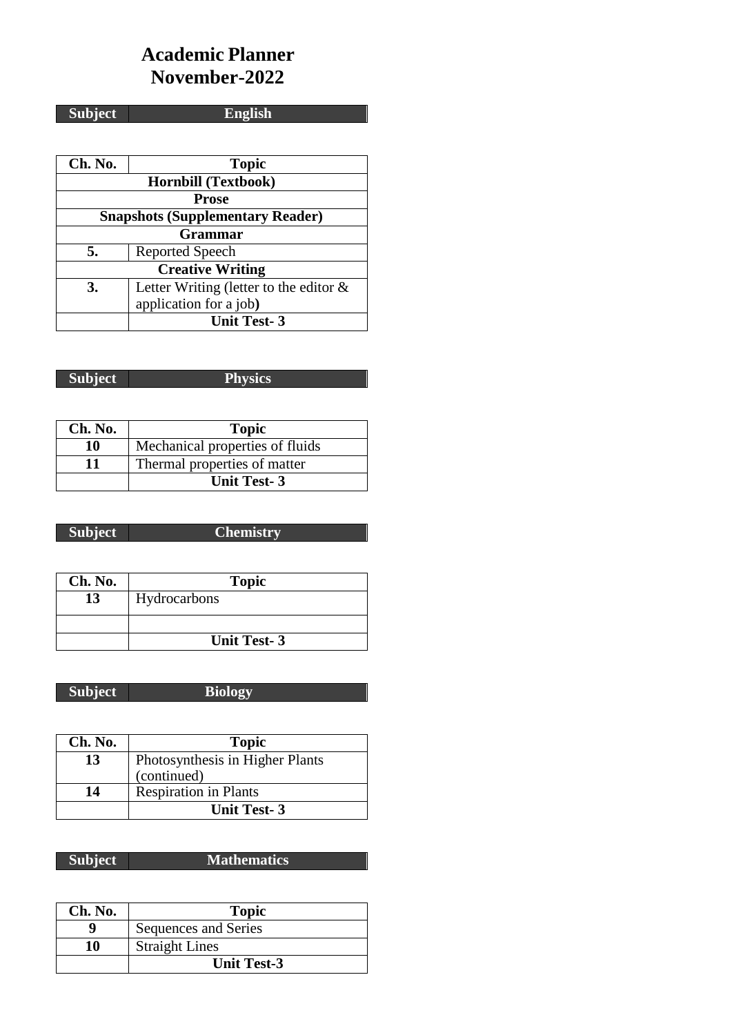# Academic Planner
# November-2022

| Subject | English |
|---|---|

| Ch. No. | Topic |
|---|---|
| **Hornbill (Textbook)** | |
| **Prose** | |
| **Snapshots (Supplementary Reader)** | |
| **Grammar** | |
| **5.** | Reported Speech |
| **Creative Writing** | |
| **3.** | Letter Writing (letter to the editor & application for a job**)** |
| | **Unit Test- 3** |

| Subject | Physics |
|---|---|

| Ch. No. | Topic |
|---|---|
| **10** | Mechanical properties of fluids |
| **11** | Thermal properties of matter |
| | **Unit Test- 3** |

| Subject | Chemistry |
|---|---|

| Ch. No. | Topic |
|---|---|
| **13** | Hydrocarbons |
| | |
| | **Unit Test- 3** |

| Subject | Biology |
|---|---|

| Ch. No. | Topic |
|---|---|
| **13** | Photosynthesis in Higher Plants (continued) |
| **14** | Respiration in Plants |
| | **Unit Test- 3** |

| Subject | Mathematics |
|---|---|

| Ch. No. | Topic |
|---|---|
| **9** | Sequences and Series |
| **10** | Straight Lines |
| | **Unit Test-3** |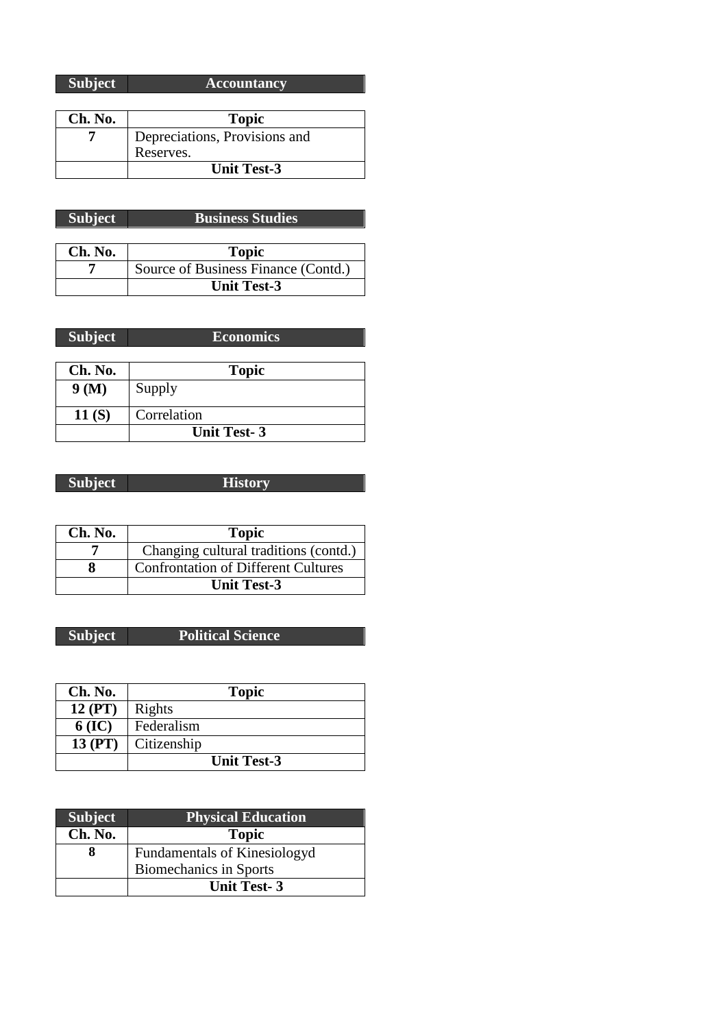| Subject | Accountancy |
|---|---|

| Ch. No. | Topic |
|---|---|
| 7 | Depreciations, Provisions and Reserves. |
| | **Unit Test-3** |

| Subject | Business Studies |
|---|---|

| Ch. No. | Topic |
|---|---|
| 7 | Source of Business Finance (Contd.) |
| | **Unit Test-3** |

| Subject | Economics |
|---|---|

| Ch. No. | Topic |
|---|---|
| 9 (M) | Supply |
| 11 (S) | Correlation |
| | **Unit Test- 3** |

| Subject | History |
|---|---|

| Ch. No. | Topic |
|---|---|
| 7 | Changing cultural traditions (contd.) |
| 8 | Confrontation of Different Cultures |
| | **Unit Test-3** |

| Subject | Political Science |
|---|---|

| Ch. No. | Topic |
|---|---|
| 12 (PT) | Rights |
| 6 (IC) | Federalism |
| 13 (PT) | Citizenship |
| | **Unit Test-3** |

| Subject | Physical Education |
|---|---|
| **Ch. No.** | **Topic** |
| 8 | Fundamentals of Kinesiologyd Biomechanics in Sports |
| | **Unit Test- 3** |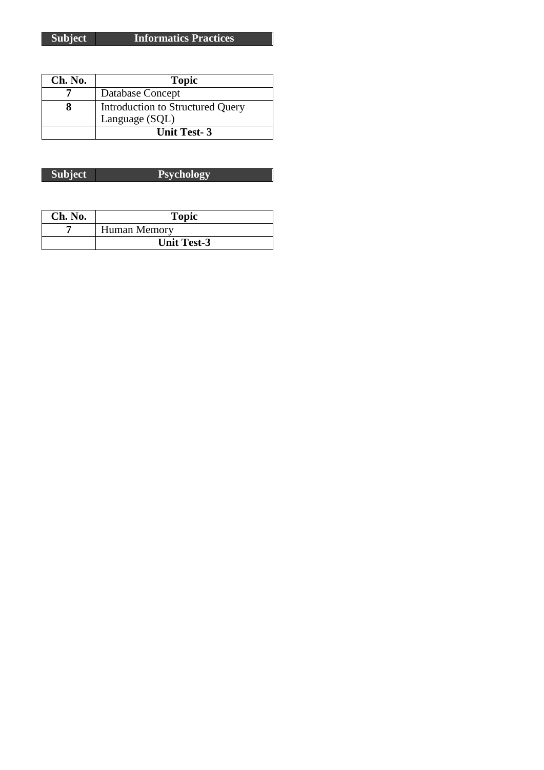| Subject | Informatics Practices |
|---|---|

| Ch. No. | Topic |
|---|---|
| **7** | Database Concept |
| **8** | Introduction to Structured Query Language (SQL) |
| | **Unit Test- 3** |

| Subject | Psychology |
|---|---|

| Ch. No. | Topic |
|---|---|
| **7** | Human Memory |
| | **Unit Test-3** |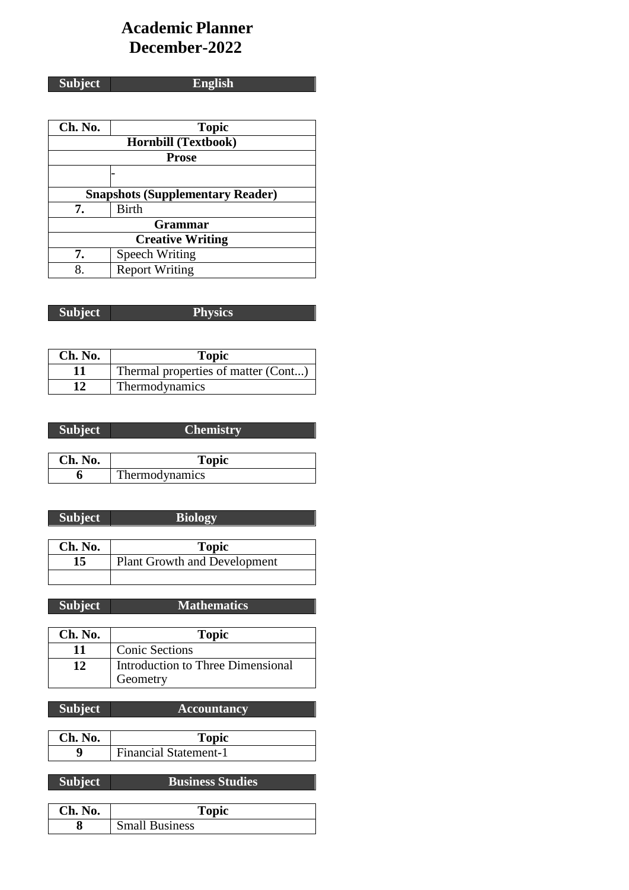# Academic Planner
# December-2022

| Subject | English |
|---|---|

| Ch. No. | Topic |
|---|---|
| **Hornbill (Textbook)** | |
| **Prose** | |
| | - |
| **Snapshots (Supplementary Reader)** | |
| **7.** | Birth |
| **Grammar** | |
| **Creative Writing** | |
| **7.** | Speech Writing |
| 8. | Report Writing |

| Subject | Physics |
|---|---|

| Ch. No. | Topic |
|---|---|
| **11** | Thermal properties of matter (Cont...) |
| **12** | Thermodynamics |

| Subject | Chemistry |
|---|---|

| Ch. No. | Topic |
|---|---|
| **6** | Thermodynamics |

| Subject | Biology |
|---|---|

| Ch. No. | Topic |
|---|---|
| **15** | Plant Growth and Development |
| | |

| Subject | Mathematics |
|---|---|

| Ch. No. | Topic |
|---|---|
| **11** | Conic Sections |
| **12** | Introduction to Three Dimensional Geometry |

| Subject | Accountancy |
|---|---|

| Ch. No. | Topic |
|---|---|
| **9** | Financial Statement-1 |

| Subject | Business Studies |
|---|---|

| Ch. No. | Topic |
|---|---|
| **8** | Small Business |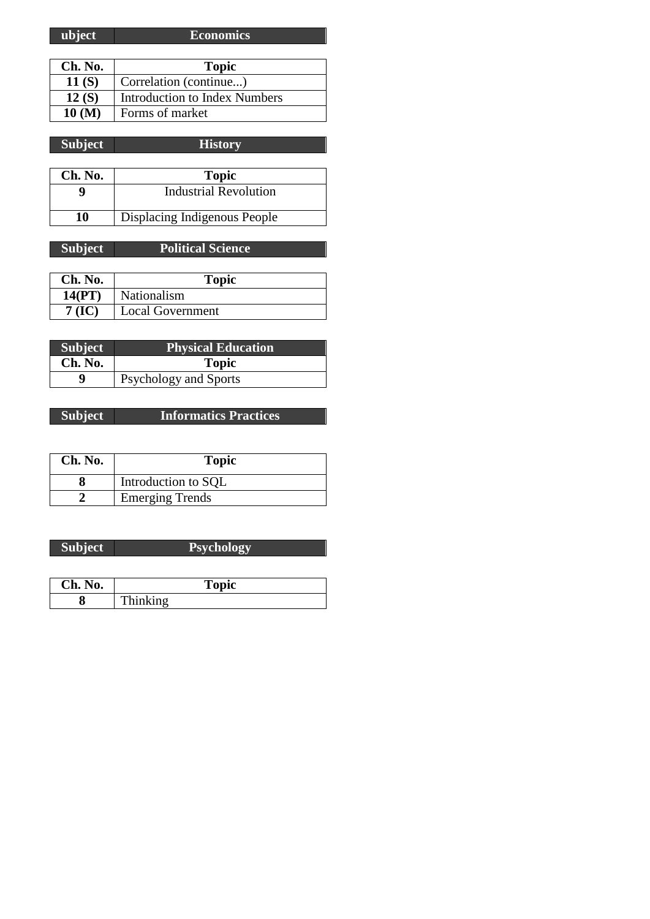| ubject | Economics |
|---|---|

| Ch. No. | Topic |
|---|---|
| 11 (S) | Correlation (continue...) |
| 12 (S) | Introduction to Index Numbers |
| 10 (M) | Forms of market |

| Subject | History |
|---|---|

| Ch. No. | Topic |
|---|---|
| 9 | Industrial Revolution |
| 10 | Displacing Indigenous People |

| Subject | Political Science |
|---|---|

| Ch. No. | Topic |
|---|---|
| 14(PT) | Nationalism |
| 7 (IC) | Local Government |

| Subject | Physical Education |
|---|---|
| Ch. No. | Topic |
| 9 | Psychology and Sports |

| Subject | Informatics Practices |
|---|---|

| Ch. No. | Topic |
|---|---|
| 8 | Introduction to SQL |
| 2 | Emerging Trends |

| Subject | Psychology |
|---|---|

| Ch. No. | Topic |
|---|---|
| 8 | Thinking |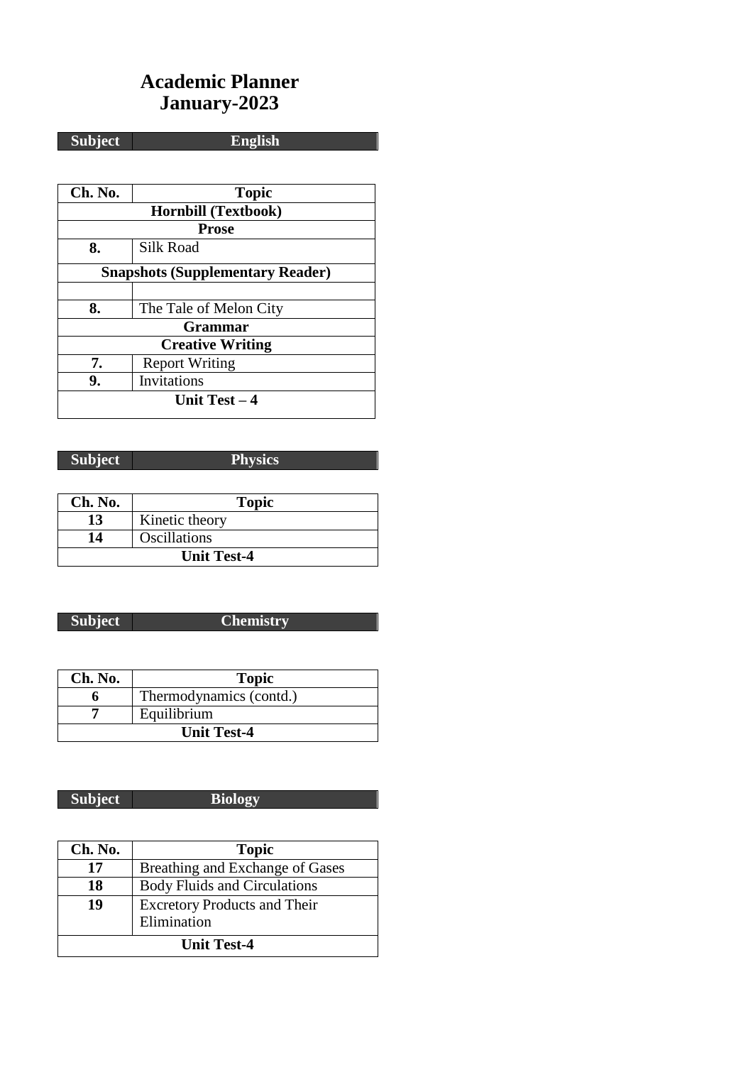# Academic Planner
# January-2023

| Subject | English |
|---|---|

| Ch. No. | Topic |
|---|---|
| **Hornbill (Textbook)** | |
| **Prose** | |
| **8.** | Silk Road |
| **Snapshots (Supplementary Reader)** | |
| | |
| **8.** | The Tale of Melon City |
| **Grammar** | |
| **Creative Writing** | |
| **7.** | Report Writing |
| **9.** | Invitations |
| **Unit Test – 4** | |

| Subject | Physics |
|---|---|

| Ch. No. | Topic |
|---|---|
| **13** | Kinetic theory |
| **14** | Oscillations |
| **Unit Test-4** | |

| Subject | Chemistry |
|---|---|

| Ch. No. | Topic |
|---|---|
| **6** | Thermodynamics (contd.) |
| **7** | Equilibrium |
| **Unit Test-4** | |

| Subject | Biology |
|---|---|

| Ch. No. | Topic |
|---|---|
| **17** | Breathing and Exchange of Gases |
| **18** | Body Fluids and Circulations |
| **19** | Excretory Products and Their Elimination |
| **Unit Test-4** | |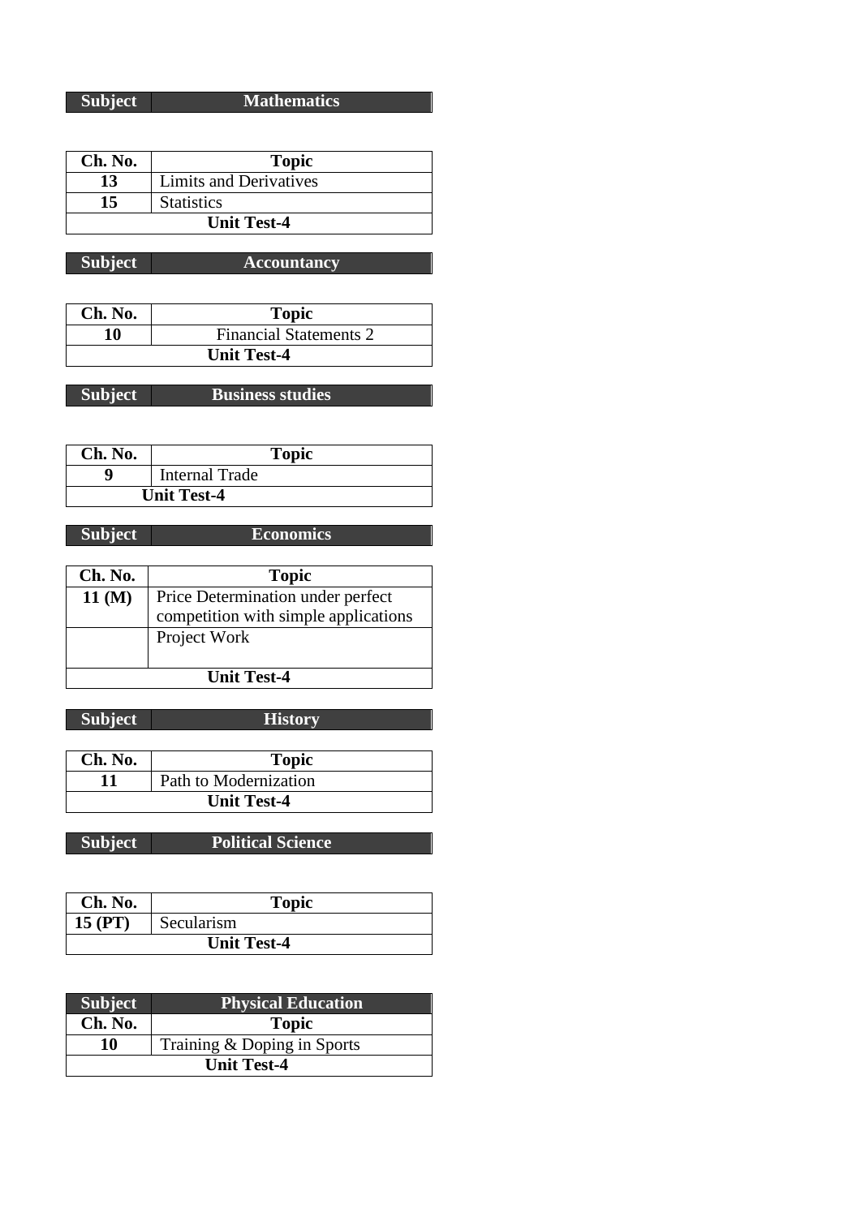| Subject | Mathematics |
|---|---|

| Ch. No. | Topic |
|---|---|
| 13 | Limits and Derivatives |
| 15 | Statistics |
| **Unit Test-4** | |

| Subject | Accountancy |
|---|---|

| Ch. No. | Topic |
|---|---|
| 10 | Financial Statements 2 |
| **Unit Test-4** | |

| Subject | Business studies |
|---|---|

| Ch. No. | Topic |
|---|---|
| 9 | Internal Trade |
| **Unit Test-4** | |

| Subject | Economics |
|---|---|

| Ch. No. | Topic |
|---|---|
| 11 (M) | Price Determination under perfect competition with simple applications |
| | Project Work |
| **Unit Test-4** | |

| Subject | History |
|---|---|

| Ch. No. | Topic |
|---|---|
| 11 | Path to Modernization |
| **Unit Test-4** | |

| Subject | Political Science |
|---|---|

| Ch. No. | Topic |
|---|---|
| 15 (PT) | Secularism |
| **Unit Test-4** | |

| Subject | Physical Education |
|---|---|
| **Ch. No.** | **Topic** |
| 10 | Training & Doping in Sports |
| **Unit Test-4** | |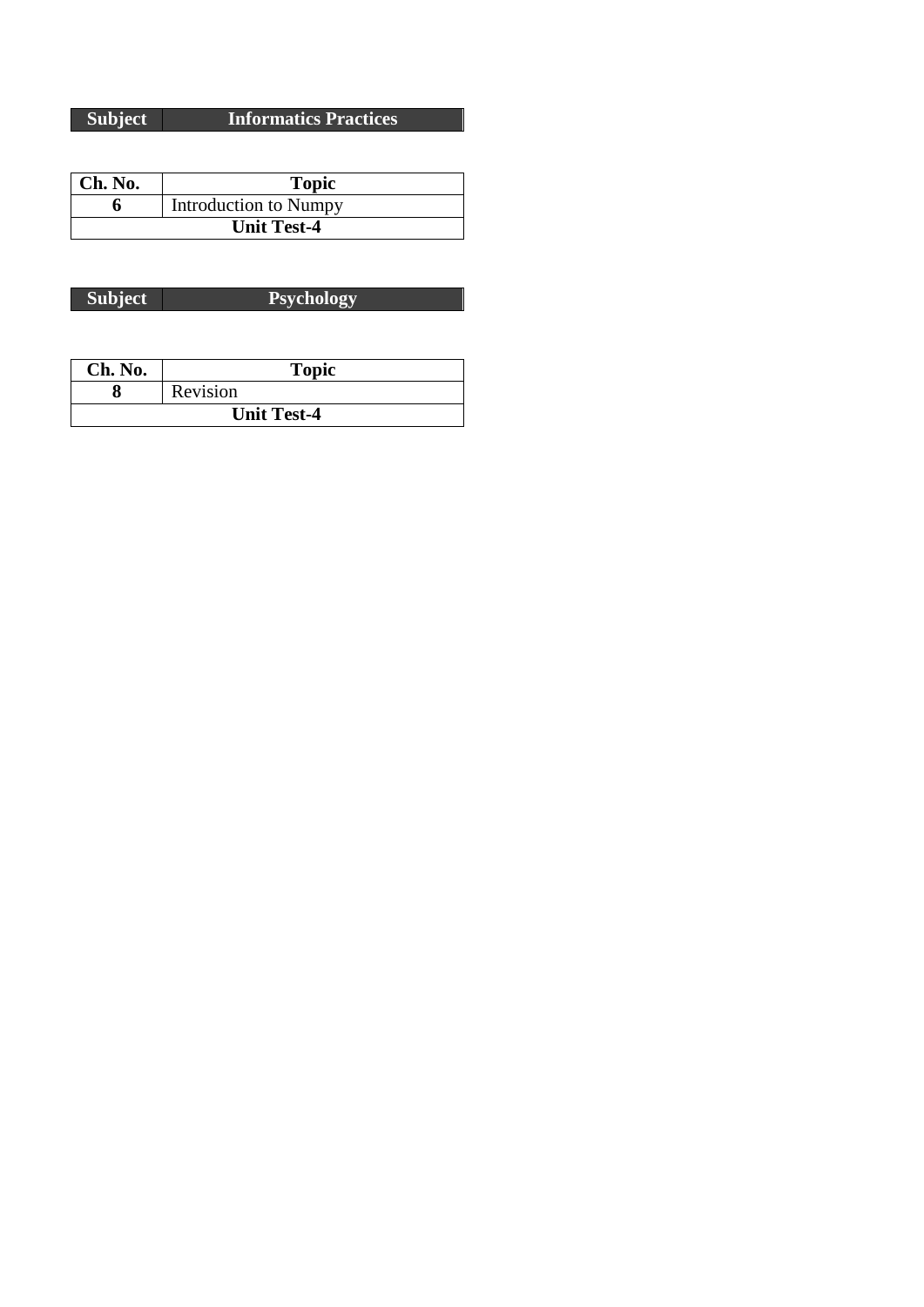| Subject | Informatics Practices |
|---|---|

| Ch. No. | Topic |
|---|---|
| **6** | Introduction to Numpy |
| **Unit Test-4** | |

| Subject | Psychology |
|---|---|

| Ch. No. | Topic |
|---|---|
| **8** | Revision |
| **Unit Test-4** | |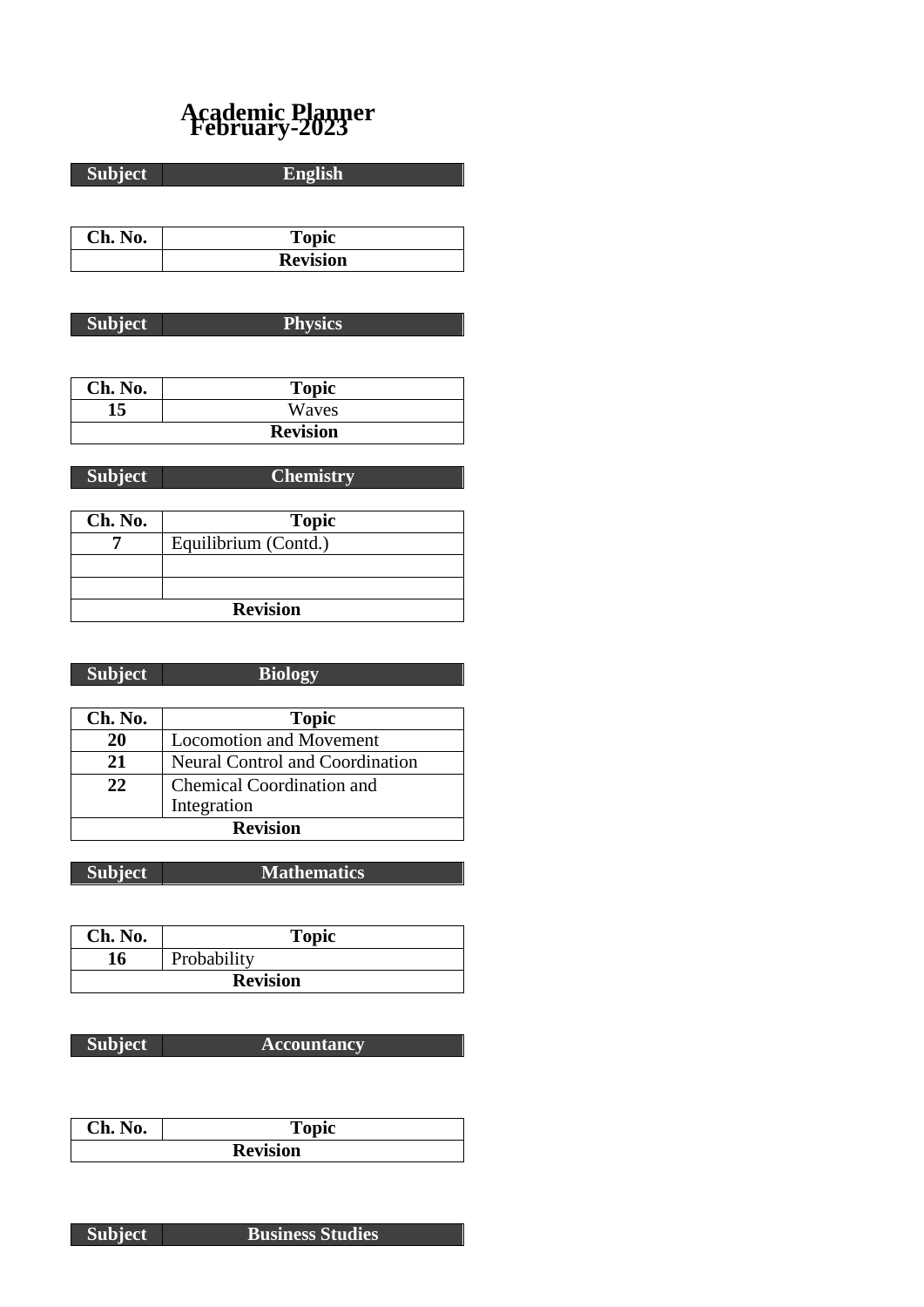# Academic Planner
## February-2023

| Subject | English |
|---|---|

| Ch. No. | Topic |
|---|---|
| | **Revision** |

| Subject | Physics |
|---|---|

| Ch. No. | Topic |
|---|---|
| **15** | Waves |
| **Revision** | |

| Subject | Chemistry |
|---|---|

| Ch. No. | Topic |
|---|---|
| **7** | Equilibrium (Contd.) |
| | |
| | |
| **Revision** | |

| Subject | Biology |
|---|---|

| Ch. No. | Topic |
|---|---|
| **20** | Locomotion and Movement |
| **21** | Neural Control and Coordination |
| **22** | Chemical Coordination and Integration |
| **Revision** | |

| Subject | Mathematics |
|---|---|

| Ch. No. | Topic |
|---|---|
| **16** | Probability |
| **Revision** | |

| Subject | Accountancy |
|---|---|

| Ch. No. | Topic |
|---|---|
| **Revision** | |

| Subject | Business Studies |
|---|---|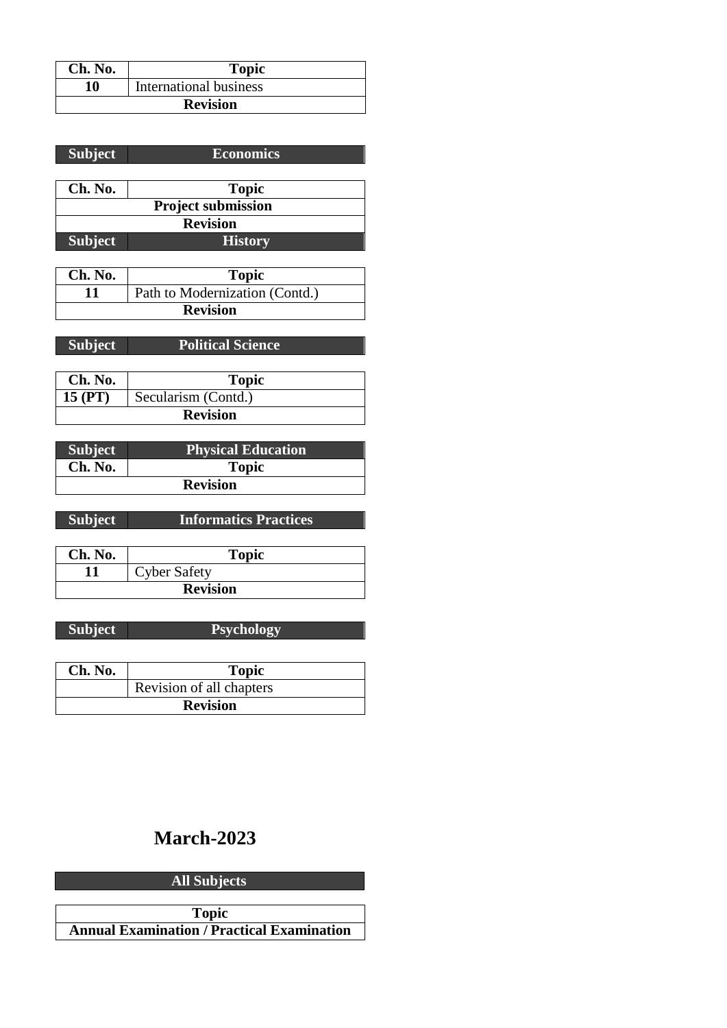| Ch. No. | Topic |
|---|---|
| 10 | International business |
| **Revision** | |

| Subject | Economics |
|---|---|

| Ch. No. | Topic |
|---|---|
| **Project submission** | |
| **Revision** | |

| Subject | History |
|---|---|

| Ch. No. | Topic |
|---|---|
| 11 | Path to Modernization (Contd.) |
| **Revision** | |

| Subject | Political Science |
|---|---|

| Ch. No. | Topic |
|---|---|
| 15 (PT) | Secularism (Contd.) |
| **Revision** | |

| Subject | Physical Education |
|---|---|
| **Ch. No.** | **Topic** |
| **Revision** | |

| Subject | Informatics Practices |
|---|---|

| Ch. No. | Topic |
|---|---|
| 11 | Cyber Safety |
| **Revision** | |

| Subject | Psychology |
|---|---|

| Ch. No. | Topic |
|---|---|
| | Revision of all chapters |
| **Revision** | |

## March-2023

| All Subjects |
|---|

| Topic |
|---|
| **Annual Examination / Practical Examination** |